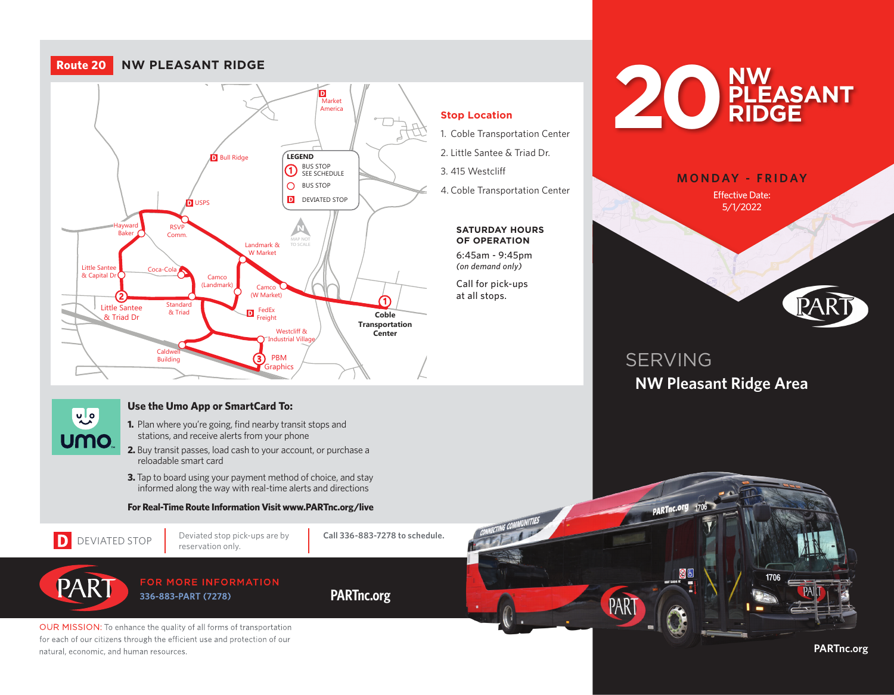## Route 20 NW PLEASANT RIDGE

LEGEND
- ① BUS STOP SEE SCHEDULE
- ○ BUS STOP
- D DEVIATED STOP

MAP NOT TO SCALE

Market America (D) · Bull Ridge (D) · USPS (D) · Hayward Baker · RSVP Comm. · Landmark & W Market · Little Santee & Capital Dr · Coca-Cola · Camco (Landmark) · Camco (W Market) · ② Little Santee & Triad Dr · Standard & Triad · FedEx Freight (D) · ① Coble Transportation Center · Westcliff & Industrial Village · Caldwell Building · ③ PBM Graphics

### Stop Location

1. Coble Transportation Center
2. Little Santee & Triad Dr.
3. 415 Westcliff
4. Coble Transportation Center

**SATURDAY HOURS OF OPERATION**

6:45am - 9:45pm
*(on demand only)*

Call for pick-ups at all stops.

### Use the Umo App or SmartCard To:

1. Plan where you're going, find nearby transit stops and stations, and receive alerts from your phone
2. Buy transit passes, load cash to your account, or purchase a reloadable smart card
3. Tap to board using your payment method of choice, and stay informed along the way with real-time alerts and directions

**For Real-Time Route Information Visit www.PARTnc.org/live**

D DEVIATED STOP | Deviated stop pick-ups are by reservation only. | **Call 336-883-7278 to schedule.**

PART — FOR MORE INFORMATION 336-883-PART (7278) — PARTnc.org

OUR MISSION: To enhance the quality of all forms of transportation for each of our citizens through the efficient use and protection of our natural, economic, and human resources.

# 20 NW PLEASANT RIDGE

**MONDAY - FRIDAY**

Effective Date: 5/1/2022

PART

## SERVING

## NW Pleasant Ridge Area

PARTnc.org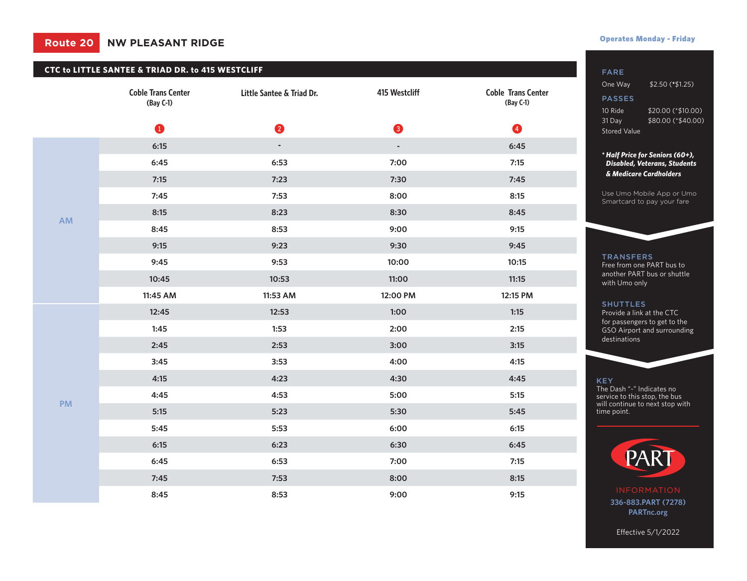# Route 20 NW PLEASANT RIDGE

Operates Monday - Friday

## CTC to LITTLE SANTEE & TRIAD DR. to 415 WESTCLIFF

| | Coble Trans Center (Bay C-1) 1 | Little Santee & Triad Dr. 2 | 415 Westcliff 3 | Coble Trans Center (Bay C-1) 4 |
|---|---|---|---|---|
| AM | 6:15 | - | - | 6:45 |
| | 6:45 | 6:53 | 7:00 | 7:15 |
| | 7:15 | 7:23 | 7:30 | 7:45 |
| | 7:45 | 7:53 | 8:00 | 8:15 |
| | 8:15 | 8:23 | 8:30 | 8:45 |
| | 8:45 | 8:53 | 9:00 | 9:15 |
| | 9:15 | 9:23 | 9:30 | 9:45 |
| | 9:45 | 9:53 | 10:00 | 10:15 |
| | 10:45 | 10:53 | 11:00 | 11:15 |
| | 11:45 AM | 11:53 AM | 12:00 PM | 12:15 PM |
| PM | 12:45 | 12:53 | 1:00 | 1:15 |
| | 1:45 | 1:53 | 2:00 | 2:15 |
| | 2:45 | 2:53 | 3:00 | 3:15 |
| | 3:45 | 3:53 | 4:00 | 4:15 |
| | 4:15 | 4:23 | 4:30 | 4:45 |
| | 4:45 | 4:53 | 5:00 | 5:15 |
| | 5:15 | 5:23 | 5:30 | 5:45 |
| | 5:45 | 5:53 | 6:00 | 6:15 |
| | 6:15 | 6:23 | 6:30 | 6:45 |
| | 6:45 | 6:53 | 7:00 | 7:15 |
| | 7:45 | 7:53 | 8:00 | 8:15 |
| | 8:45 | 8:53 | 9:00 | 9:15 |

### FARE

| | |
|---|---|
| One Way | $2.50 (*$1.25) |

### PASSES

| | |
|---|---|
| 10 Ride | $20.00 (*$10.00) |
| 31 Day | $80.00 (*$40.00) |
| Stored Value | |

***Half Price for Seniors (60+), Disabled, Veterans, Students & Medicare Cardholders**

Use Umo Mobile App or Umo Smartcard to pay your fare

### TRANSFERS

Free from one PART bus to another PART bus or shuttle with Umo only

### SHUTTLES

Provide a link at the CTC for passengers to get to the GSO Airport and surrounding destinations

### KEY

The Dash "-" Indicates no service to this stop, the bus will continue to next stop with time point.

PART

INFORMATION

**336-883.PART (7278)**

**PARTnc.org**

Effective 5/1/2022